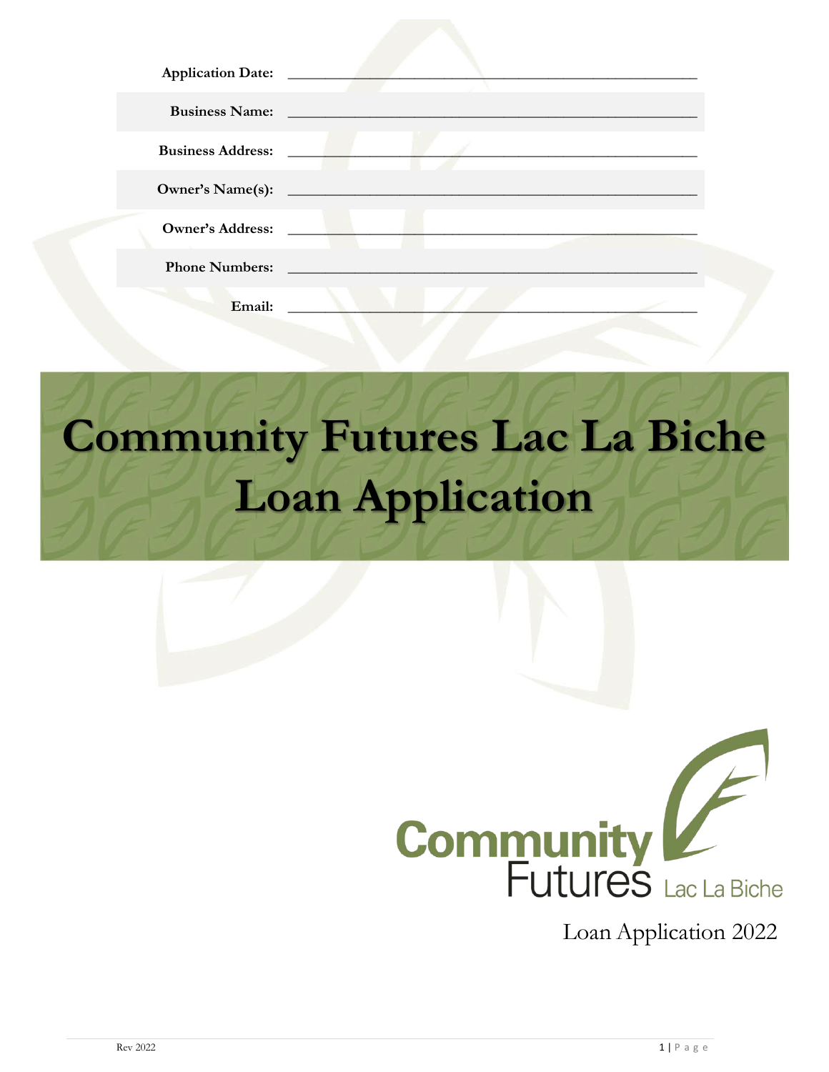| | |
|---|---|
| **Application Date:** | \_\_\_\_\_\_\_\_\_\_\_\_\_\_\_\_\_\_\_\_\_\_\_\_\_\_\_\_\_\_\_\_\_\_\_\_\_\_\_\_\_\_\_\_\_\_\_\_ |
| **Business Name:** | \_\_\_\_\_\_\_\_\_\_\_\_\_\_\_\_\_\_\_\_\_\_\_\_\_\_\_\_\_\_\_\_\_\_\_\_\_\_\_\_\_\_\_\_\_\_\_\_ |
| **Business Address:** | \_\_\_\_\_\_\_\_\_\_\_\_\_\_\_\_\_\_\_\_\_\_\_\_\_\_\_\_\_\_\_\_\_\_\_\_\_\_\_\_\_\_\_\_\_\_\_\_ |
| **Owner's Name(s):** | \_\_\_\_\_\_\_\_\_\_\_\_\_\_\_\_\_\_\_\_\_\_\_\_\_\_\_\_\_\_\_\_\_\_\_\_\_\_\_\_\_\_\_\_\_\_\_\_ |
| **Owner's Address:** | \_\_\_\_\_\_\_\_\_\_\_\_\_\_\_\_\_\_\_\_\_\_\_\_\_\_\_\_\_\_\_\_\_\_\_\_\_\_\_\_\_\_\_\_\_\_\_\_ |
| **Phone Numbers:** | \_\_\_\_\_\_\_\_\_\_\_\_\_\_\_\_\_\_\_\_\_\_\_\_\_\_\_\_\_\_\_\_\_\_\_\_\_\_\_\_\_\_\_\_\_\_\_\_ |
| **Email:** | \_\_\_\_\_\_\_\_\_\_\_\_\_\_\_\_\_\_\_\_\_\_\_\_\_\_\_\_\_\_\_\_\_\_\_\_\_\_\_\_\_\_\_\_\_\_\_\_ |

# Community Futures Lac La Biche Loan Application

Community Futures Lac La Biche

Loan Application 2022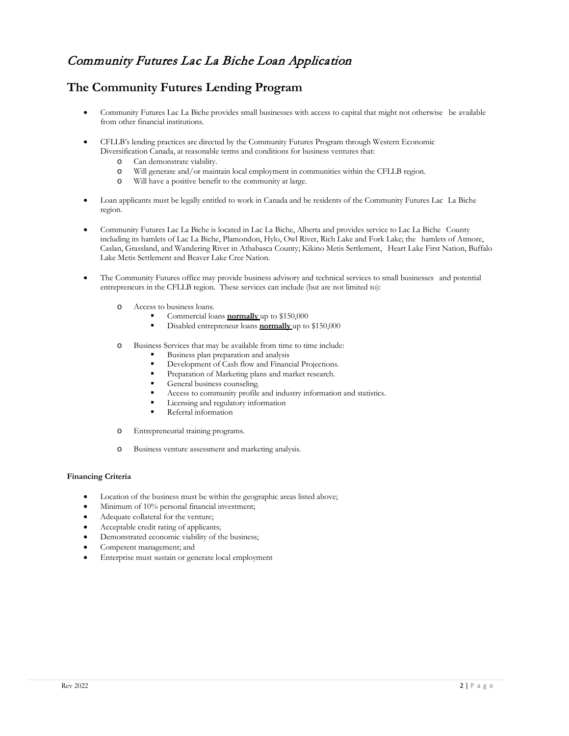# *Community Futures Lac La Biche Loan Application*

## The Community Futures Lending Program

- Community Futures Lac La Biche provides small businesses with access to capital that might not otherwise be available from other financial institutions.

- CFLLB's lending practices are directed by the Community Futures Program through Western Economic Diversification Canada, at reasonable terms and conditions for business ventures that:
  - Can demonstrate viability.
  - Will generate and/or maintain local employment in communities within the CFLLB region.
  - Will have a positive benefit to the community at large.

- Loan applicants must be legally entitled to work in Canada and be residents of the Community Futures Lac La Biche region.

- Community Futures Lac La Biche is located in Lac La Biche, Alberta and provides service to Lac La Biche County including its hamlets of Lac La Biche, Plamondon, Hylo, Owl River, Rich Lake and Fork Lake; the hamlets of Atmore, Caslan, Grassland, and Wandering River in Athabasca County; Kikino Metis Settlement, Heart Lake First Nation, Buffalo Lake Metis Settlement and Beaver Lake Cree Nation.

- The Community Futures office may provide business advisory and technical services to small businesses and potential entrepreneurs in the CFLLB region. These services can include (but are not limited to):

  - Access to business loans.
    - Commercial loans **normally** up to $150,000
    - Disabled entrepreneur loans **normally** up to $150,000

  - Business Services that may be available from time to time include:
    - Business plan preparation and analysis
    - Development of Cash flow and Financial Projections.
    - Preparation of Marketing plans and market research.
    - General business counseling.
    - Access to community profile and industry information and statistics.
    - Licensing and regulatory information
    - Referral information

  - Entrepreneurial training programs.

  - Business venture assessment and marketing analysis.

**Financing Criteria**

- Location of the business must be within the geographic areas listed above;
- Minimum of 10% personal financial investment;
- Adequate collateral for the venture;
- Acceptable credit rating of applicants;
- Demonstrated economic viability of the business;
- Competent management; and
- Enterprise must sustain or generate local employment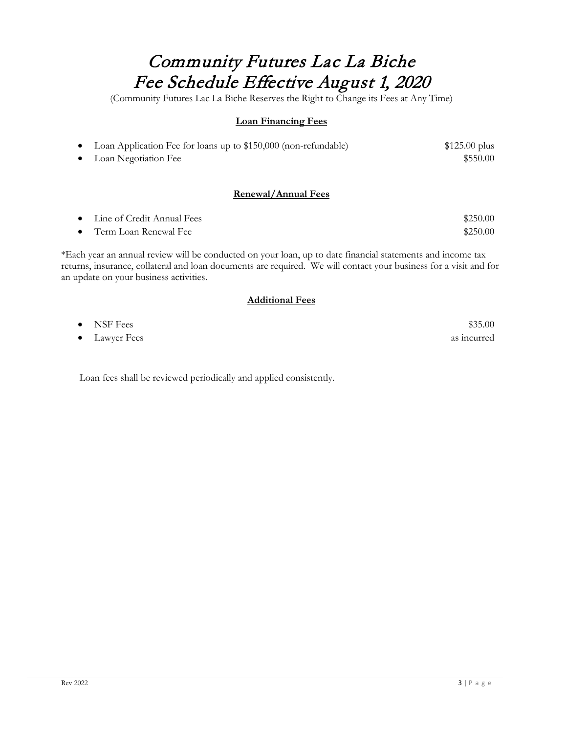# Community Futures Lac La Biche
# Fee Schedule Effective August 1, 2020

(Community Futures Lac La Biche Reserves the Right to Change its Fees at Any Time)

## Loan Financing Fees

- Loan Application Fee for loans up to $150,000 (non-refundable) — $125.00 plus
- Loan Negotiation Fee — $550.00

## Renewal/Annual Fees

- Line of Credit Annual Fees — $250.00
- Term Loan Renewal Fee — $250.00

*Each year an annual review will be conducted on your loan, up to date financial statements and income tax returns, insurance, collateral and loan documents are required. We will contact your business for a visit and for an update on your business activities.

## Additional Fees

- NSF Fees — $35.00
- Lawyer Fees — as incurred

Loan fees shall be reviewed periodically and applied consistently.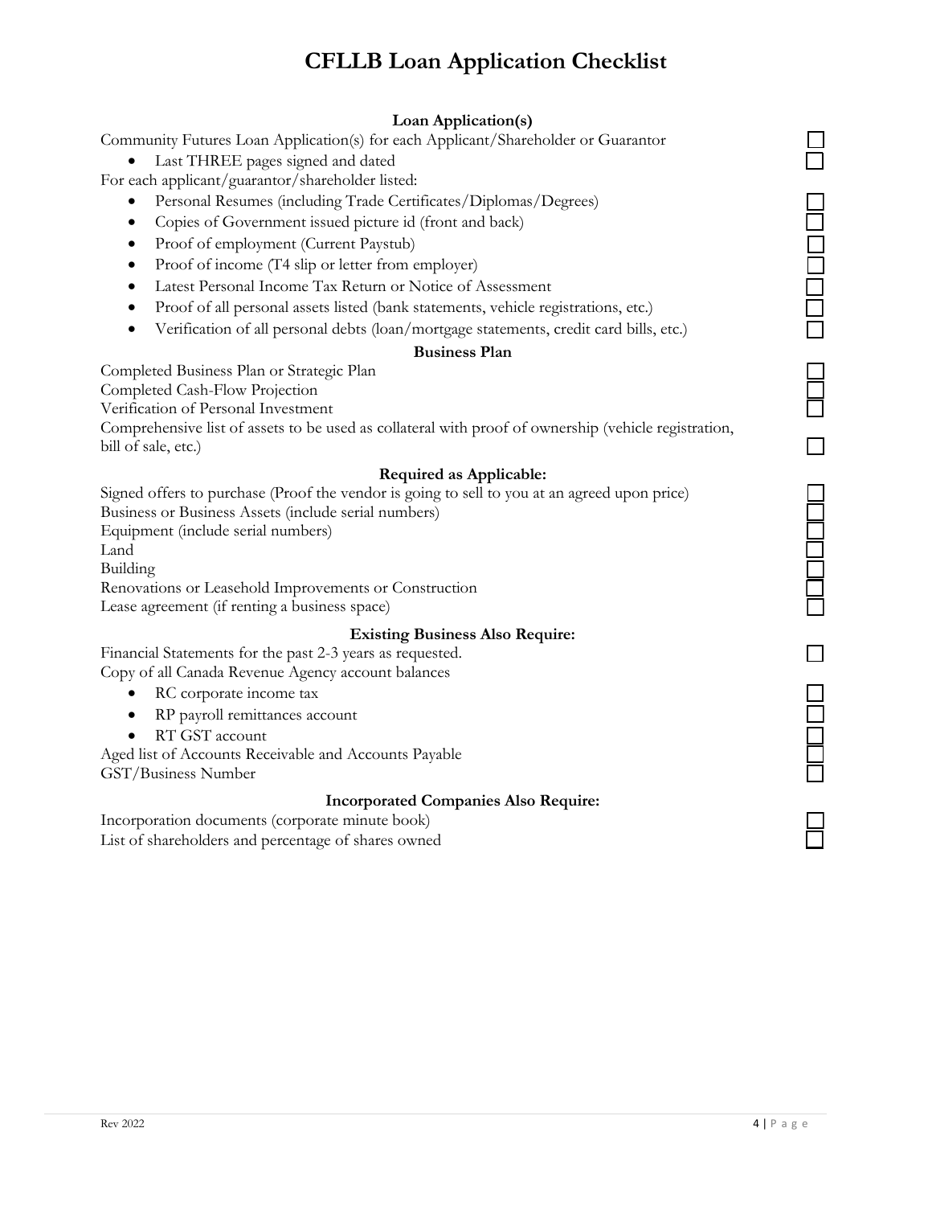# CFLLB Loan Application Checklist

### Loan Application(s)

- [ ] Community Futures Loan Application(s) for each Applicant/Shareholder or Guarantor
  - [ ] Last THREE pages signed and dated

For each applicant/guarantor/shareholder listed:

- [ ] Personal Resumes (including Trade Certificates/Diplomas/Degrees)
- [ ] Copies of Government issued picture id (front and back)
- [ ] Proof of employment (Current Paystub)
- [ ] Proof of income (T4 slip or letter from employer)
- [ ] Latest Personal Income Tax Return or Notice of Assessment
- [ ] Proof of all personal assets listed (bank statements, vehicle registrations, etc.)
- [ ] Verification of all personal debts (loan/mortgage statements, credit card bills, etc.)

### Business Plan

- [ ] Completed Business Plan or Strategic Plan
- [ ] Completed Cash-Flow Projection
- [ ] Verification of Personal Investment
- [ ] Comprehensive list of assets to be used as collateral with proof of ownership (vehicle registration, bill of sale, etc.)

### Required as Applicable:

- [ ] Signed offers to purchase (Proof the vendor is going to sell to you at an agreed upon price)
- [ ] Business or Business Assets (include serial numbers)
- [ ] Equipment (include serial numbers)
- [ ] Land
- [ ] Building
- [ ] Renovations or Leasehold Improvements or Construction
- [ ] Lease agreement (if renting a business space)

### Existing Business Also Require:

- [ ] Financial Statements for the past 2-3 years as requested.

Copy of all Canada Revenue Agency account balances

- [ ] RC corporate income tax
- [ ] RP payroll remittances account
- [ ] RT GST account
- [ ] Aged list of Accounts Receivable and Accounts Payable
- [ ] GST/Business Number

### Incorporated Companies Also Require:

- [ ] Incorporation documents (corporate minute book)
- [ ] List of shareholders and percentage of shares owned

Rev 2022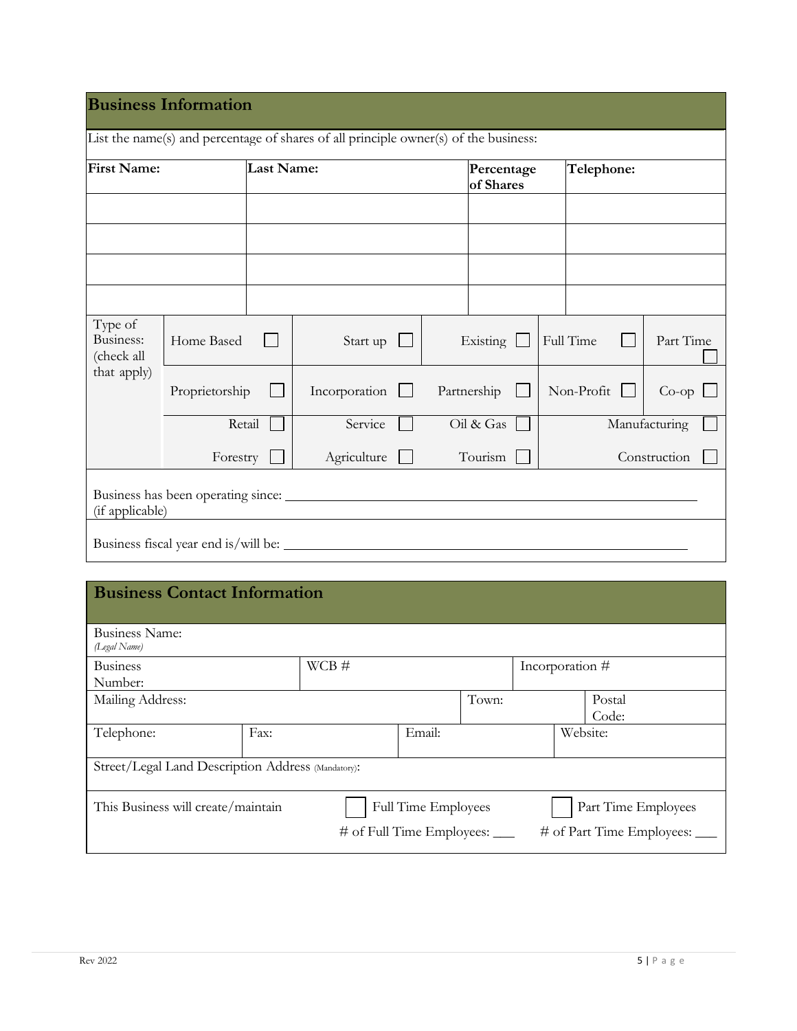## Business Information

List the name(s) and percentage of shares of all principle owner(s) of the business:

| First Name: | Last Name: | Percentage of Shares | Telephone: |
|---|---|---|---|
| | | | |
| | | | |
| | | | |
| | | | |

| Type of Business: (check all that apply) | | | | | |
|---|---|---|---|---|---|
| | Home Based ☐ | Start up ☐ | Existing ☐ | Full Time ☐ | Part Time ☐ |
| | Proprietorship ☐ | Incorporation ☐ | Partnership ☐ | Non-Profit ☐ | Co-op ☐ |
| | Retail ☐ | Service ☐ | Oil & Gas ☐ | Manufacturing ☐ | |
| | Forestry ☐ | Agriculture ☐ | Tourism ☐ | Construction ☐ | |

Business has been operating since: ___________________________________________
(if applicable)

Business fiscal year end is/will be: ___________________________________________

## Business Contact Information

| | | | | |
|---|---|---|---|---|
| Business Name: *(Legal Name)* | | | | |
| Business Number: | WCB # | | Incorporation # | |
| Mailing Address: | | Town: | | Postal Code: |
| Telephone: | Fax: | Email: | Website: | |
| Street/Legal Land Description Address (Mandatory): | | | | |

This Business will create/maintain ☐ Full Time Employees ☐ Part Time Employees

\# of Full Time Employees: ___ # of Part Time Employees: ___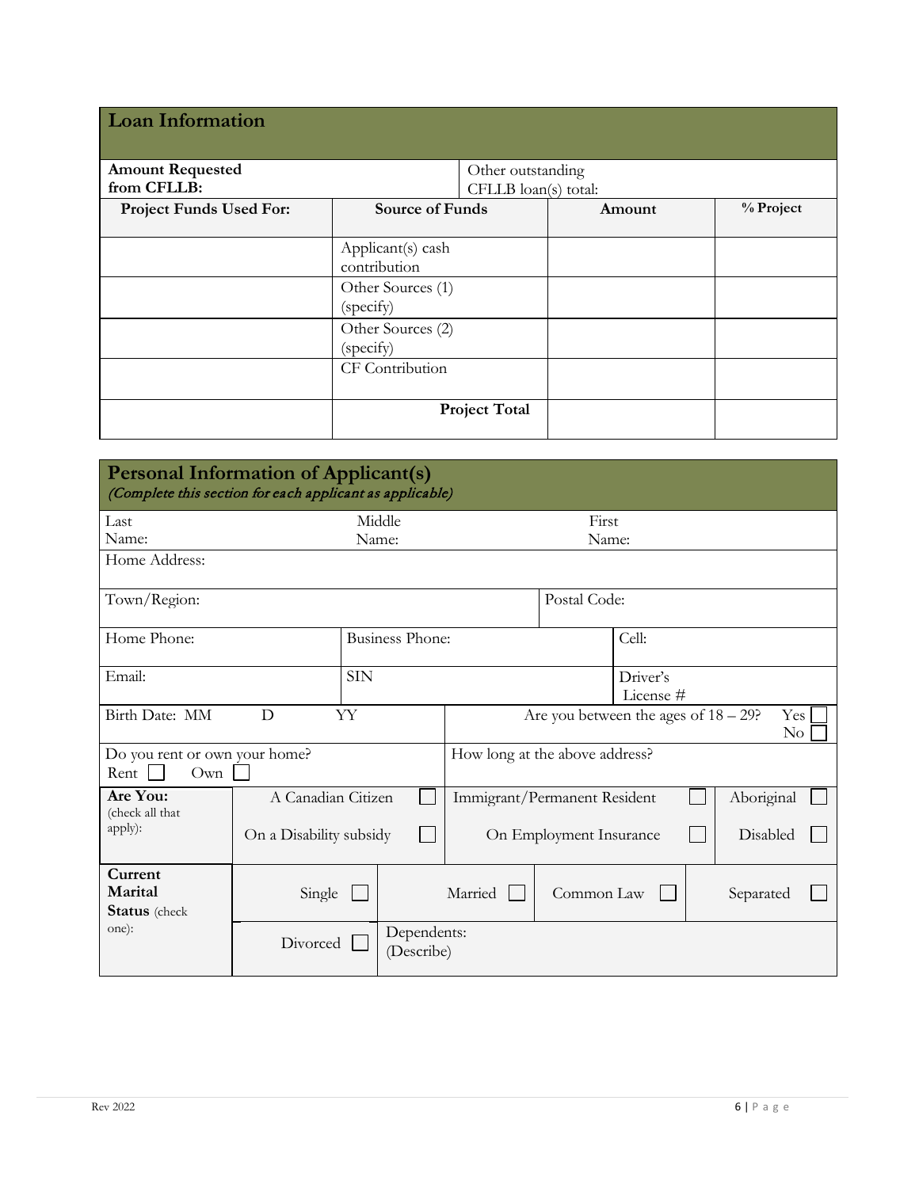## Loan Information

| **Amount Requested from CFLLB:** | | Other outstanding CFLLB loan(s) total: | |
|---|---|---|---|
| **Project Funds Used For:** | **Source of Funds** | **Amount** | **% Project** |
| | Applicant(s) cash contribution | | |
| | Other Sources (1) (specify) | | |
| | Other Sources (2) (specify) | | |
| | CF Contribution | | |
| | **Project Total** | | |

## Personal Information of Applicant(s)

*(Complete this section for each applicant as applicable)*

| | | | |
|---|---|---|---|
| Last Name: | Middle Name: | First Name: | |
| Home Address: | | | |
| Town/Region: | | Postal Code: | |
| Home Phone: | Business Phone: | Cell: | |
| Email: | SIN | Driver's License # | |
| Birth Date: MM D YY | | Are you between the ages of 18 – 29? Yes ☐ No ☐ | |
| Do you rent or own your home? Rent ☐ Own ☐ | | How long at the above address? | |

| | | | |
|---|---|---|---|
| **Are You:** (check all that apply): | A Canadian Citizen ☐ | Immigrant/Permanent Resident ☐ | Aboriginal ☐ |
| | On a Disability subsidy ☐ | On Employment Insurance ☐ | Disabled ☐ |

| | | | | |
|---|---|---|---|---|
| **Current Marital Status** (check one): | Single ☐ | Married ☐ | Common Law ☐ | Separated ☐ |
| | Divorced ☐ | Dependents: (Describe) | | |

Rev 2022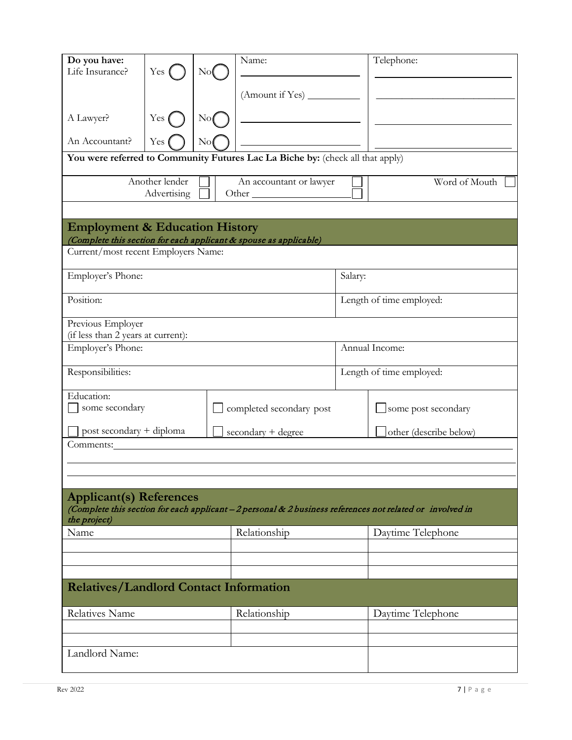| Do you have: | | | Name: | Telephone: |
|---|---|---|---|---|
| Life Insurance? | Yes ◯ | No ◯ | ____________ (Amount if Yes) ________ | ____________ |
| A Lawyer? | Yes ◯ | No ◯ | ____________ | ____________ |
| An Accountant? | Yes ◯ | No ◯ | ____________ | ____________ |

**You were referred to Community Futures Lac La Biche by:** (check all that apply)

- ☐ Another lender
- ☐ Advertising
- ☐ An accountant or lawyer
- ☐ Other ____________
- ☐ Word of Mouth

## Employment & Education History

*(Complete this section for each applicant & spouse as applicable)*

| | |
|---|---|
| Current/most recent Employers Name: | |
| Employer's Phone: | Salary: |
| Position: | Length of time employed: |
| Previous Employer (if less than 2 years at current): | |
| Employer's Phone: | Annual Income: |
| Responsibilities: | Length of time employed: |

Education:

| | | |
|---|---|---|
| ☐ some secondary | ☐ completed secondary post | ☐ some post secondary |
| ☐ post secondary + diploma | ☐ secondary + degree | ☐ other (describe below) |

Comments:____________________________________________

______________________________________________________

______________________________________________________

## Applicant(s) References

*(Complete this section for each applicant – 2 personal & 2 business references not related or involved in the project)*

| Name | Relationship | Daytime Telephone |
|---|---|---|
| | | |
| | | |
| | | |

## Relatives/Landlord Contact Information

| Relatives Name | Relationship | Daytime Telephone |
|---|---|---|
| | | |
| | | |

| Landlord Name: | |
|---|---|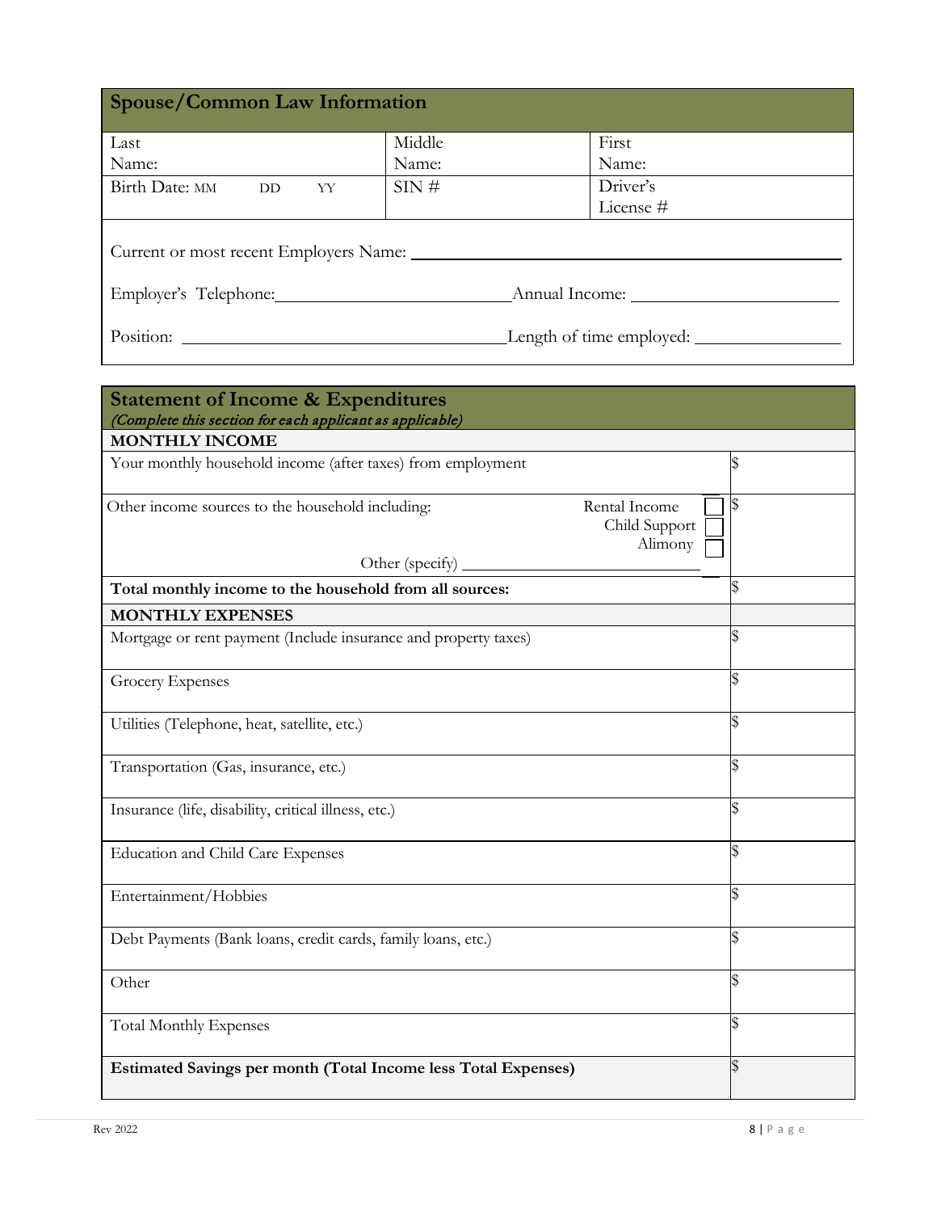## Spouse/Common Law Information

| Last Name: | Middle Name: | First Name: |
|---|---|---|
| Birth Date: MM DD YY | SIN # | Driver's License # |

Current or most recent Employers Name: ______________________________

Employer's Telephone: ______________________ Annual Income: ______________________

Position: ______________________ Length of time employed: ______________________

## Statement of Income & Expenditures

*(Complete this section for each applicant as applicable)*

| **MONTHLY INCOME** | |
|---|---|
| Your monthly household income (after taxes) from employment | $ |
| Other income sources to the household including: Rental Income ☐ Child Support ☐ Alimony ☐ Other (specify) ______________ | $ |
| **Total monthly income to the household from all sources:** | $ |
| **MONTHLY EXPENSES** | |
| Mortgage or rent payment (Include insurance and property taxes) | $ |
| Grocery Expenses | $ |
| Utilities (Telephone, heat, satellite, etc.) | $ |
| Transportation (Gas, insurance, etc.) | $ |
| Insurance (life, disability, critical illness, etc.) | $ |
| Education and Child Care Expenses | $ |
| Entertainment/Hobbies | $ |
| Debt Payments (Bank loans, credit cards, family loans, etc.) | $ |
| Other | $ |
| Total Monthly Expenses | $ |
| **Estimated Savings per month (Total Income less Total Expenses)** | $ |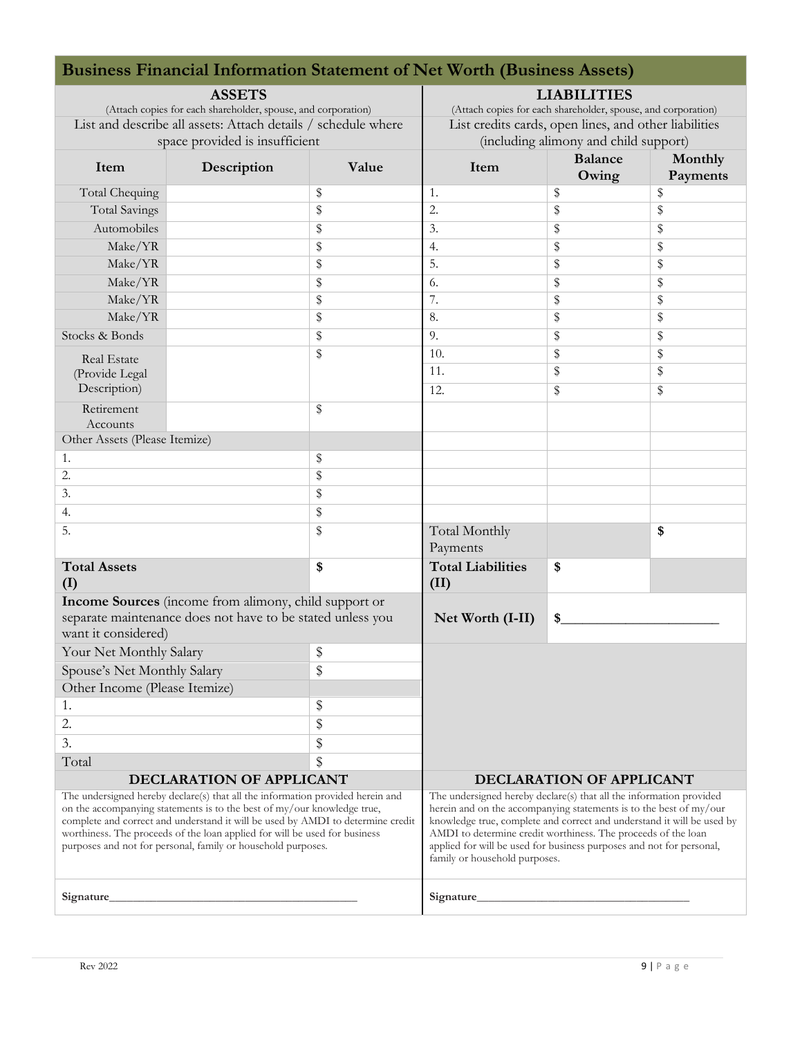# Business Financial Information Statement of Net Worth (Business Assets)

| ASSETS | | | LIABILITIES | | |
|---|---|---|---|---|---|
| (Attach copies for each shareholder, spouse, and corporation) | | | (Attach copies for each shareholder, spouse, and corporation) | | |
| List and describe all assets: Attach details / schedule where space provided is insufficient | | | List credits cards, open lines, and other liabilities (including alimony and child support) | | |
| **Item** | **Description** | **Value** | **Item** | **Balance Owing** | **Monthly Payments** |
| Total Chequing | | $ | 1. | $ | $ |
| Total Savings | | $ | 2. | $ | $ |
| Automobiles | | $ | 3. | $ | $ |
| Make/YR | | $ | 4. | $ | $ |
| Make/YR | | $ | 5. | $ | $ |
| Make/YR | | $ | 6. | $ | $ |
| Make/YR | | $ | 7. | $ | $ |
| Make/YR | | $ | 8. | $ | $ |
| Stocks & Bonds | | $ | 9. | $ | $ |
| Real Estate (Provide Legal Description) | | $ | 10. | $ | $ |
| | | | 11. | $ | $ |
| | | | 12. | $ | $ |
| Retirement Accounts | | $ | | | |
| Other Assets (Please Itemize) | | | | | |
| 1. | | $ | | | |
| 2. | | $ | | | |
| 3. | | $ | | | |
| 4. | | $ | | | |
| 5. | | $ | Total Monthly Payments | | **$** |
| **Total Assets (I)** | | **$** | **Total Liabilities (II)** | **$** | |
| **Income Sources** (income from alimony, child support or separate maintenance does not have to be stated unless you want it considered) | | | **Net Worth (I-II)** | **$**\_\_\_\_\_\_\_\_\_\_\_\_\_\_\_\_\_\_\_\_\_\_ | |
| Your Net Monthly Salary | | $ | | | |
| Spouse's Net Monthly Salary | | $ | | | |
| Other Income (Please Itemize) | | | | | |
| 1. | | $ | | | |
| 2. | | $ | | | |
| 3. | | $ | | | |
| Total | | $ | | | |

**DECLARATION OF APPLICANT**

The undersigned hereby declare(s) that all the information provided herein and on the accompanying statements is to the best of my/our knowledge true, complete and correct and understand it will be used by AMDI to determine credit worthiness. The proceeds of the loan applied for will be used for business purposes and not for personal, family or household purposes.

**Signature**\_\_\_\_\_\_\_\_\_\_\_\_\_\_\_\_\_\_\_\_\_\_\_\_\_\_\_\_\_\_\_\_\_\_\_\_\_\_\_\_\_\_

**DECLARATION OF APPLICANT**

The undersigned hereby declare(s) that all the information provided herein and on the accompanying statements is to the best of my/our knowledge true, complete and correct and understand it will be used by AMDI to determine credit worthiness. The proceeds of the loan applied for will be used for business purposes and not for personal, family or household purposes.

**Signature**\_\_\_\_\_\_\_\_\_\_\_\_\_\_\_\_\_\_\_\_\_\_\_\_\_\_\_\_\_\_\_\_\_\_\_\_\_\_\_\_\_\_

Rev 2022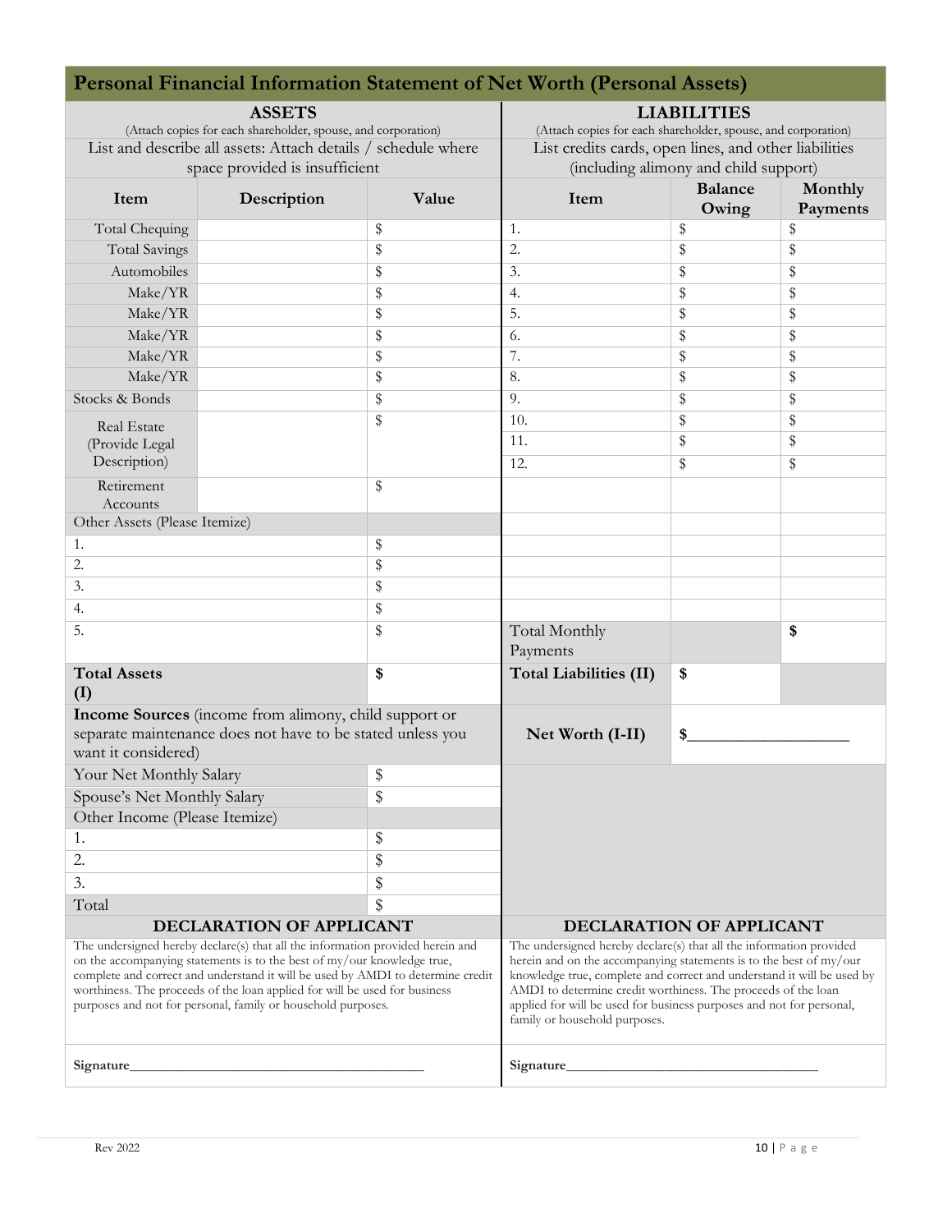# Personal Financial Information Statement of Net Worth (Personal Assets)

| ASSETS (Attach copies for each shareholder, spouse, and corporation) | | | LIABILITIES (Attach copies for each shareholder, spouse, and corporation) | | |
|---|---|---|---|---|---|
| List and describe all assets: Attach details / schedule where space provided is insufficient | | | List credits cards, open lines, and other liabilities (including alimony and child support) | | |
| **Item** | **Description** | **Value** | **Item** | **Balance Owing** | **Monthly Payments** |
| Total Chequing | | $ | 1. | $ | $ |
| Total Savings | | $ | 2. | $ | $ |
| Automobiles | | $ | 3. | $ | $ |
| Make/YR | | $ | 4. | $ | $ |
| Make/YR | | $ | 5. | $ | $ |
| Make/YR | | $ | 6. | $ | $ |
| Make/YR | | $ | 7. | $ | $ |
| Make/YR | | $ | 8. | $ | $ |
| Stocks & Bonds | | $ | 9. | $ | $ |
| Real Estate (Provide Legal Description) | | $ | 10. | $ | $ |
| | | | 11. | $ | $ |
| | | | 12. | $ | $ |
| Retirement Accounts | | $ | | | |
| Other Assets (Please Itemize) | | | | | |
| 1. | | $ | | | |
| 2. | | $ | | | |
| 3. | | $ | | | |
| 4. | | $ | | | |
| 5. | | $ | Total Monthly Payments | | **$** |
| **Total Assets (I)** | | **$** | **Total Liabilities (II)** | **$** | |
| **Income Sources** (income from alimony, child support or separate maintenance does not have to be stated unless you want it considered) | | | **Net Worth (I-II)** | **$\_\_\_\_\_\_\_\_\_\_\_\_\_\_\_\_\_\_\_\_** | |
| Your Net Monthly Salary | | $ | | | |
| Spouse's Net Monthly Salary | | $ | | | |
| Other Income (Please Itemize) | | | | | |
| 1. | | $ | | | |
| 2. | | $ | | | |
| 3. | | $ | | | |
| Total | | $ | | | |

| **DECLARATION OF APPLICANT** | **DECLARATION OF APPLICANT** |
|---|---|
| The undersigned hereby declare(s) that all the information provided herein and on the accompanying statements is to the best of my/our knowledge true, complete and correct and understand it will be used by AMDI to determine credit worthiness. The proceeds of the loan applied for will be used for business purposes and not for personal, family or household purposes. | The undersigned hereby declare(s) that all the information provided herein and on the accompanying statements is to the best of my/our knowledge true, complete and correct and understand it will be used by AMDI to determine credit worthiness. The proceeds of the loan applied for will be used for business purposes and not for personal, family or household purposes. |
| **Signature**\_\_\_\_\_\_\_\_\_\_\_\_\_\_\_\_\_\_\_\_\_\_\_\_\_\_\_\_\_\_\_\_\_\_\_\_\_\_\_\_ | **Signature**\_\_\_\_\_\_\_\_\_\_\_\_\_\_\_\_\_\_\_\_\_\_\_\_\_\_\_\_\_\_\_\_\_\_\_\_ |

Rev 2022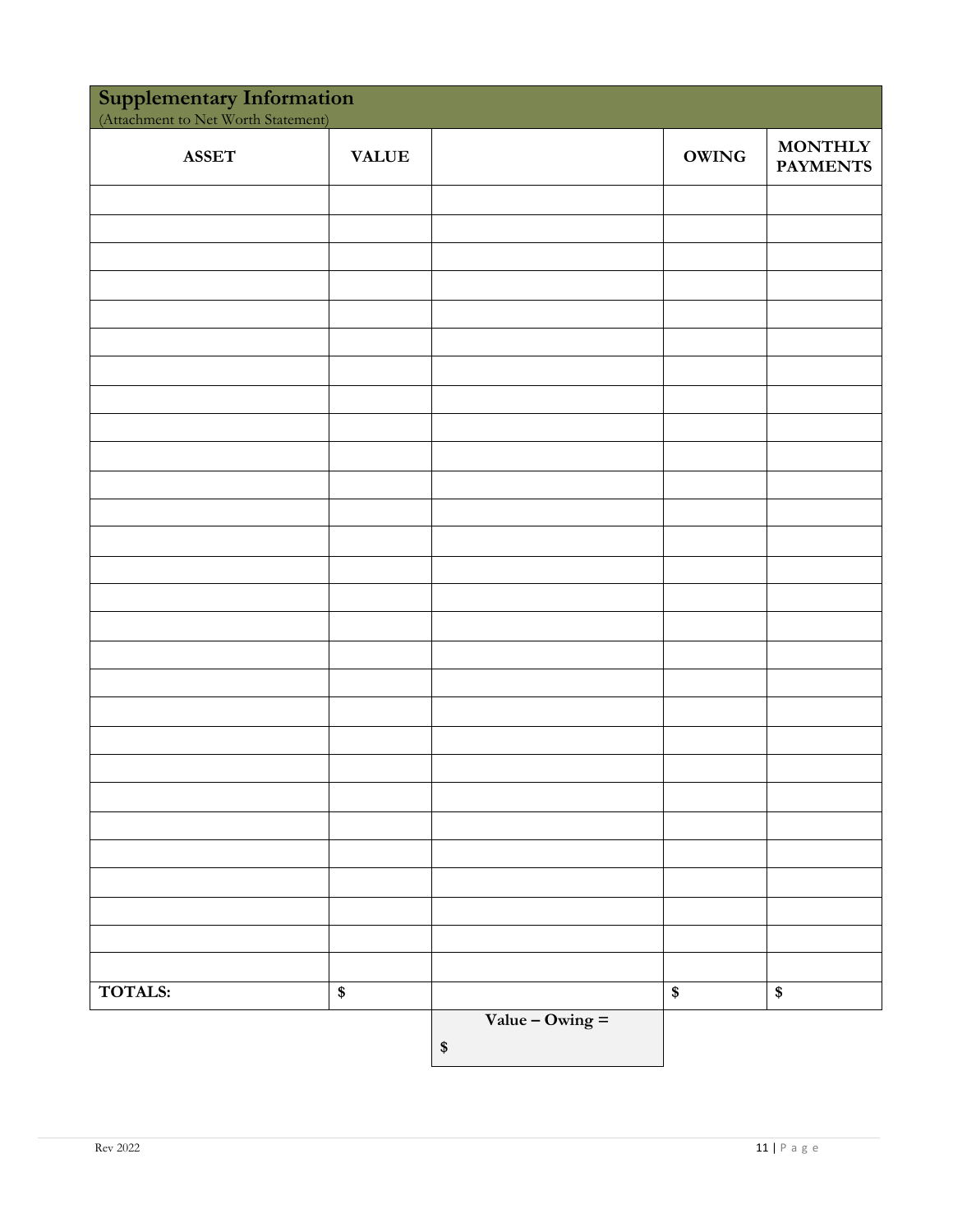## Supplementary Information

(Attachment to Net Worth Statement)

| ASSET | VALUE | | OWING | MONTHLY PAYMENTS |
|---|---|---|---|---|
| | | | | |
| | | | | |
| | | | | |
| | | | | |
| | | | | |
| | | | | |
| | | | | |
| | | | | |
| | | | | |
| | | | | |
| | | | | |
| | | | | |
| | | | | |
| | | | | |
| | | | | |
| | | | | |
| | | | | |
| | | | | |
| | | | | |
| | | | | |
| | | | | |
| | | | | |
| | | | | |
| | | | | |
| | | | | |
| | | | | |
| | | | | |
| | | | | |
| **TOTALS:** | **$** | | **$** | **$** |
| | | **Value – Owing =** **$** | | |

Rev 2022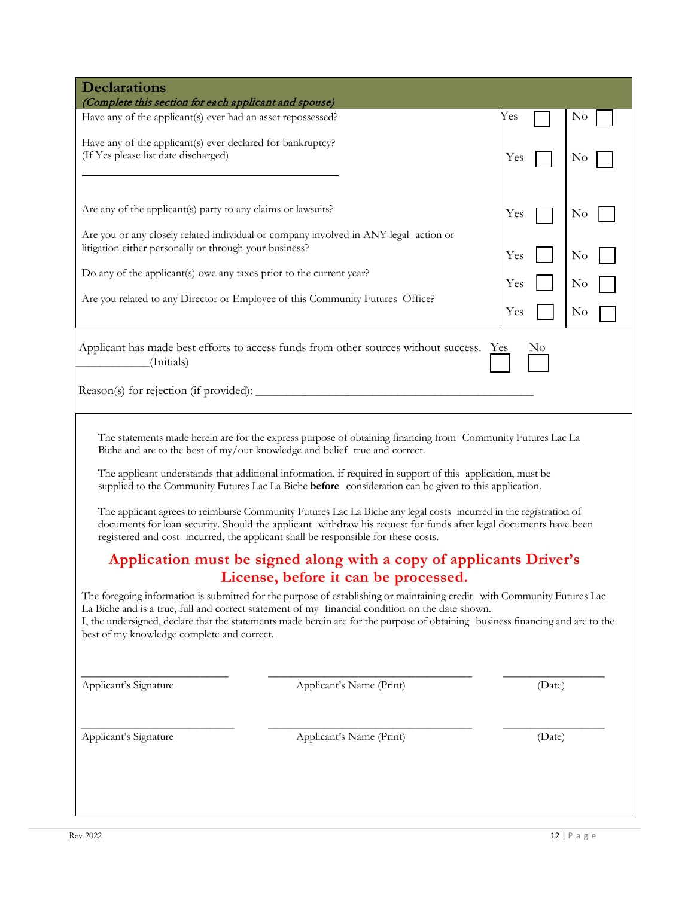## Declarations

*(Complete this section for each applicant and spouse)*

| Question | Yes | No |
|---|---|---|
| Have any of the applicant(s) ever had an asset repossessed? | Yes ☐ | No ☐ |
| Have any of the applicant(s) ever declared for bankruptcy? (If Yes please list date discharged) ______________________________ | Yes ☐ | No ☐ |
| Are any of the applicant(s) party to any claims or lawsuits? | Yes ☐ | No ☐ |
| Are you or any closely related individual or company involved in ANY legal action or litigation either personally or through your business? | Yes ☐ | No ☐ |
| Do any of the applicant(s) owe any taxes prior to the current year? | Yes ☐ | No ☐ |
| Are you related to any Director or Employee of this Community Futures Office? | Yes ☐ | No ☐ |

Applicant has made best efforts to access funds from other sources without success. Yes ☐ No ☐
___________(Initials)

Reason(s) for rejection (if provided): ______________________________________________

The statements made herein are for the express purpose of obtaining financing from Community Futures Lac La Biche and are to the best of my/our knowledge and belief true and correct.

The applicant understands that additional information, if required in support of this application, must be supplied to the Community Futures Lac La Biche **before** consideration can be given to this application.

The applicant agrees to reimburse Community Futures Lac La Biche any legal costs incurred in the registration of documents for loan security. Should the applicant withdraw his request for funds after legal documents have been registered and cost incurred, the applicant shall be responsible for these costs.

**Application must be signed along with a copy of applicants Driver's License, before it can be processed.**

The foregoing information is submitted for the purpose of establishing or maintaining credit with Community Futures Lac La Biche and is a true, full and correct statement of my financial condition on the date shown.
I, the undersigned, declare that the statements made herein are for the purpose of obtaining business financing and are to the best of my knowledge complete and correct.

______________________ ______________________________ ________________
Applicant's Signature Applicant's Name (Print) (Date)

______________________ ______________________________ ________________
Applicant's Signature Applicant's Name (Print) (Date)

Rev 2022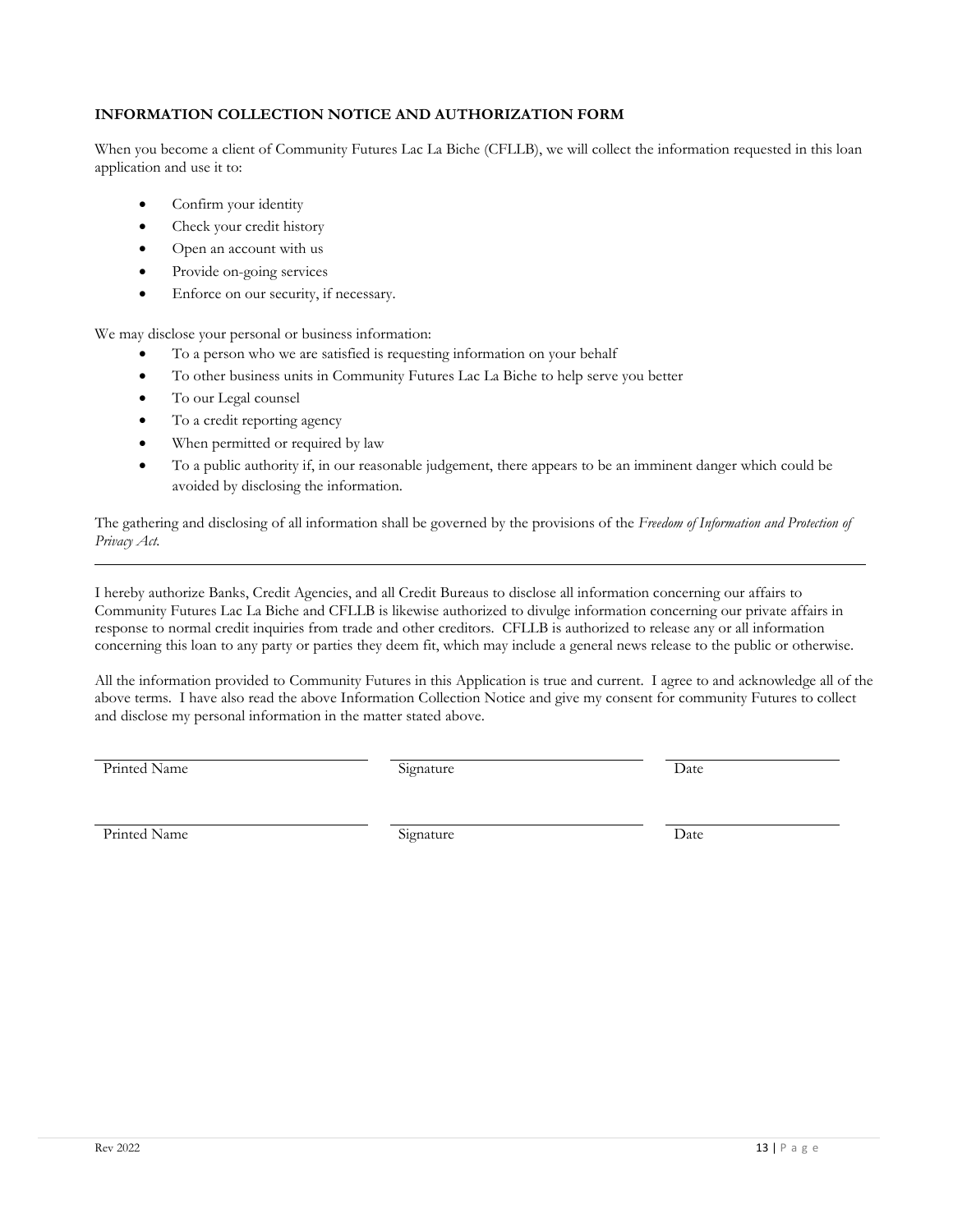## INFORMATION COLLECTION NOTICE AND AUTHORIZATION FORM

When you become a client of Community Futures Lac La Biche (CFLLB), we will collect the information requested in this loan application and use it to:

- Confirm your identity
- Check your credit history
- Open an account with us
- Provide on-going services
- Enforce on our security, if necessary.

We may disclose your personal or business information:

- To a person who we are satisfied is requesting information on your behalf
- To other business units in Community Futures Lac La Biche to help serve you better
- To our Legal counsel
- To a credit reporting agency
- When permitted or required by law
- To a public authority if, in our reasonable judgement, there appears to be an imminent danger which could be avoided by disclosing the information.

The gathering and disclosing of all information shall be governed by the provisions of the *Freedom of Information and Protection of Privacy Act.*

---

I hereby authorize Banks, Credit Agencies, and all Credit Bureaus to disclose all information concerning our affairs to Community Futures Lac La Biche and CFLLB is likewise authorized to divulge information concerning our private affairs in response to normal credit inquiries from trade and other creditors. CFLLB is authorized to release any or all information concerning this loan to any party or parties they deem fit, which may include a general news release to the public or otherwise.

All the information provided to Community Futures in this Application is true and current. I agree to and acknowledge all of the above terms. I have also read the above Information Collection Notice and give my consent for community Futures to collect and disclose my personal information in the matter stated above.

| Printed Name | Signature | Date |
|---|---|---|
| | | |
| Printed Name | Signature | Date |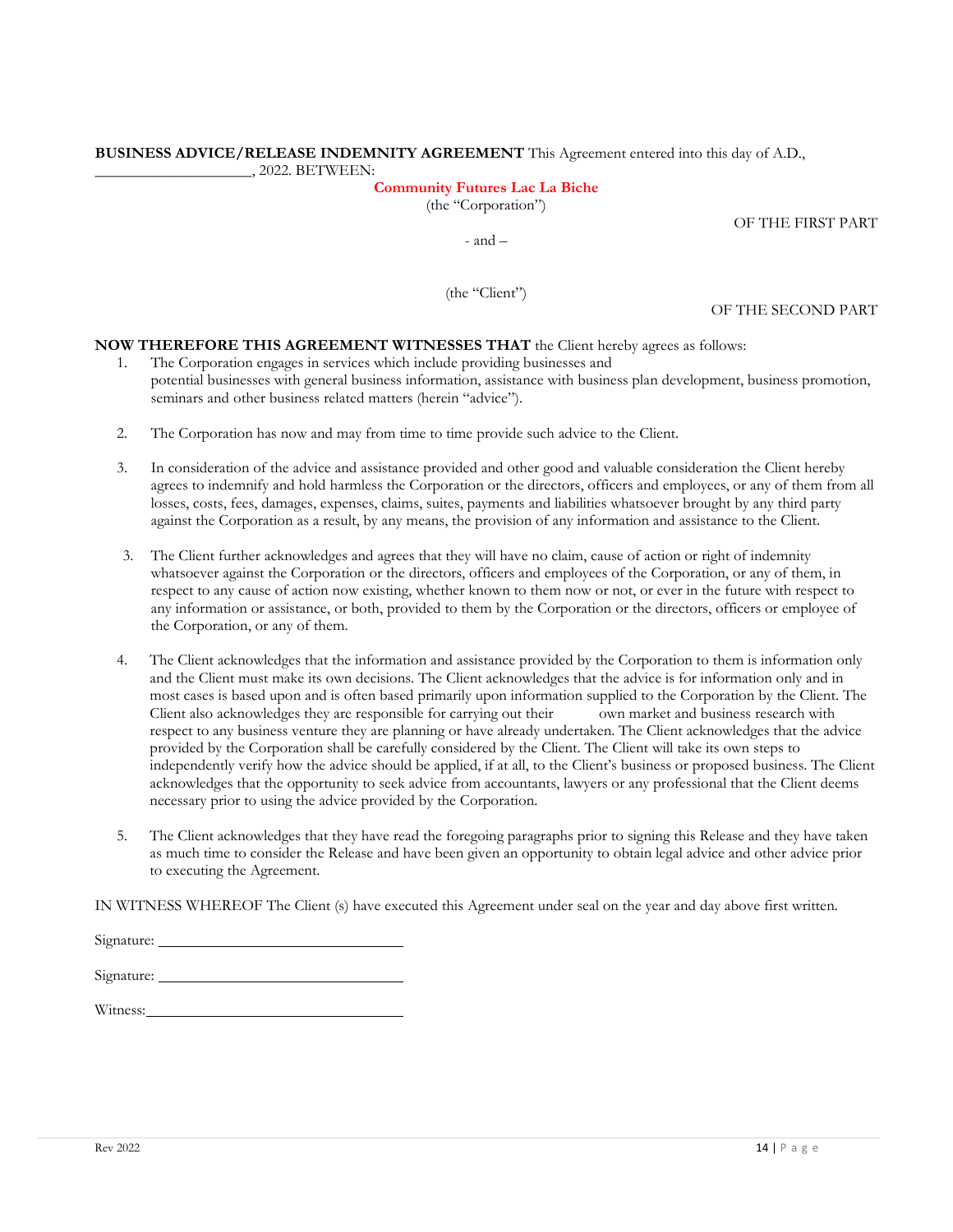**BUSINESS ADVICE/RELEASE INDEMNITY AGREEMENT** This Agreement entered into this day of A.D., ____________________, 2022. BETWEEN:

**Community Futures Lac La Biche**
(the "Corporation")

OF THE FIRST PART

- and –

(the "Client")

OF THE SECOND PART

**NOW THEREFORE THIS AGREEMENT WITNESSES THAT** the Client hereby agrees as follows:

1. The Corporation engages in services which include providing businesses and potential businesses with general business information, assistance with business plan development, business promotion, seminars and other business related matters (herein "advice").

2. The Corporation has now and may from time to time provide such advice to the Client.

3. In consideration of the advice and assistance provided and other good and valuable consideration the Client hereby agrees to indemnify and hold harmless the Corporation or the directors, officers and employees, or any of them from all losses, costs, fees, damages, expenses, claims, suites, payments and liabilities whatsoever brought by any third party against the Corporation as a result, by any means, the provision of any information and assistance to the Client.

3. The Client further acknowledges and agrees that they will have no claim, cause of action or right of indemnity whatsoever against the Corporation or the directors, officers and employees of the Corporation, or any of them, in respect to any cause of action now existing, whether known to them now or not, or ever in the future with respect to any information or assistance, or both, provided to them by the Corporation or the directors, officers or employee of the Corporation, or any of them.

4. The Client acknowledges that the information and assistance provided by the Corporation to them is information only and the Client must make its own decisions. The Client acknowledges that the advice is for information only and in most cases is based upon and is often based primarily upon information supplied to the Corporation by the Client. The Client also acknowledges they are responsible for carrying out their own market and business research with respect to any business venture they are planning or have already undertaken. The Client acknowledges that the advice provided by the Corporation shall be carefully considered by the Client. The Client will take its own steps to independently verify how the advice should be applied, if at all, to the Client's business or proposed business. The Client acknowledges that the opportunity to seek advice from accountants, lawyers or any professional that the Client deems necessary prior to using the advice provided by the Corporation.

5. The Client acknowledges that they have read the foregoing paragraphs prior to signing this Release and they have taken as much time to consider the Release and have been given an opportunity to obtain legal advice and other advice prior to executing the Agreement.

IN WITNESS WHEREOF The Client (s) have executed this Agreement under seal on the year and day above first written.

Signature: ______________________________

Signature: ______________________________

Witness: ______________________________

Rev 2022